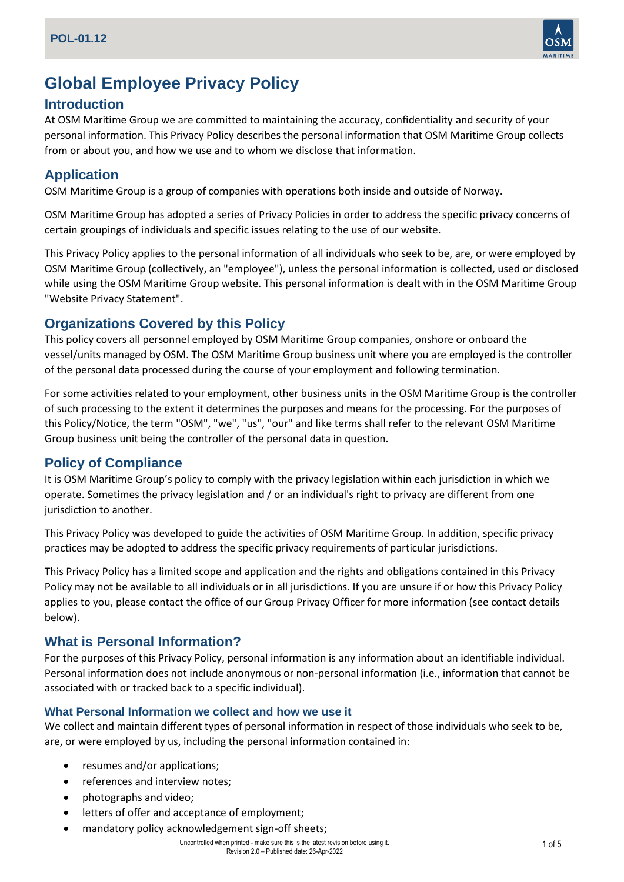# Global Employee Privacy Policy

## Introduction

At OSM Maritime Group we are committed to maintaining the accuracy, confidentiality and security of your personal information. This Privacy Policy describes the personal information that OSM Maritime Group collects from or about you, and how we use and to whom we disclose that information.

## Application

OSM Maritime Group is a group of companies with operations both inside and outside of Norway.

OSM Maritime Group has adopted a series of Privacy Policies in order to address the specific privacy concerns of certain groupings of individuals and specific issues relating to the use of our website.

This Privacy Policy applies to the personal information of all individuals who seek to be, are, or were employed by OSM Maritime Group (collectively, an "employee"), unless the personal information is collected, used or disclosed while using the OSM Maritime Group website. This personal information is dealt with in the OSM Maritime Group "Website Privacy Statement".

## Organizations Covered by this Policy

This policy covers all personnel employed by OSM Maritime Group companies, onshore or onboard the vessel/units managed by OSM. The OSM Maritime Group business unit where you are employed is the controller of the personal data processed during the course of your employment and following termination.

For some activities related to your employment, other business units in the OSM Maritime Group is the controller of such processing to the extent it determines the purposes and means for the processing. For the purposes of this Policy/Notice, the term "OSM", "we", "us", "our" and like terms shall refer to the relevant OSM Maritime Group business unit being the controller of the personal data in question.

## Policy of Compliance

It is OSM Maritime Group's policy to comply with the privacy legislation within each jurisdiction in which we operate. Sometimes the privacy legislation and / or an individual's right to privacy are different from one jurisdiction to another.

This Privacy Policy was developed to guide the activities of OSM Maritime Group. In addition, specific privacy practices may be adopted to address the specific privacy requirements of particular jurisdictions.

This Privacy Policy has a limited scope and application and the rights and obligations contained in this Privacy Policy may not be available to all individuals or in all jurisdictions. If you are unsure if or how this Privacy Policy applies to you, please contact the office of our Group Privacy Officer for more information (see contact details below).

## What is Personal Information?

For the purposes of this Privacy Policy, personal information is any information about an identifiable individual. Personal information does not include anonymous or non-personal information (i.e., information that cannot be associated with or tracked back to a specific individual).

### What Personal Information we collect and how we use it

We collect and maintain different types of personal information in respect of those individuals who seek to be, are, or were employed by us, including the personal information contained in:

- resumes and/or applications;
- references and interview notes;
- photographs and video;
- letters of offer and acceptance of employment;
- mandatory policy acknowledgement sign-off sheets;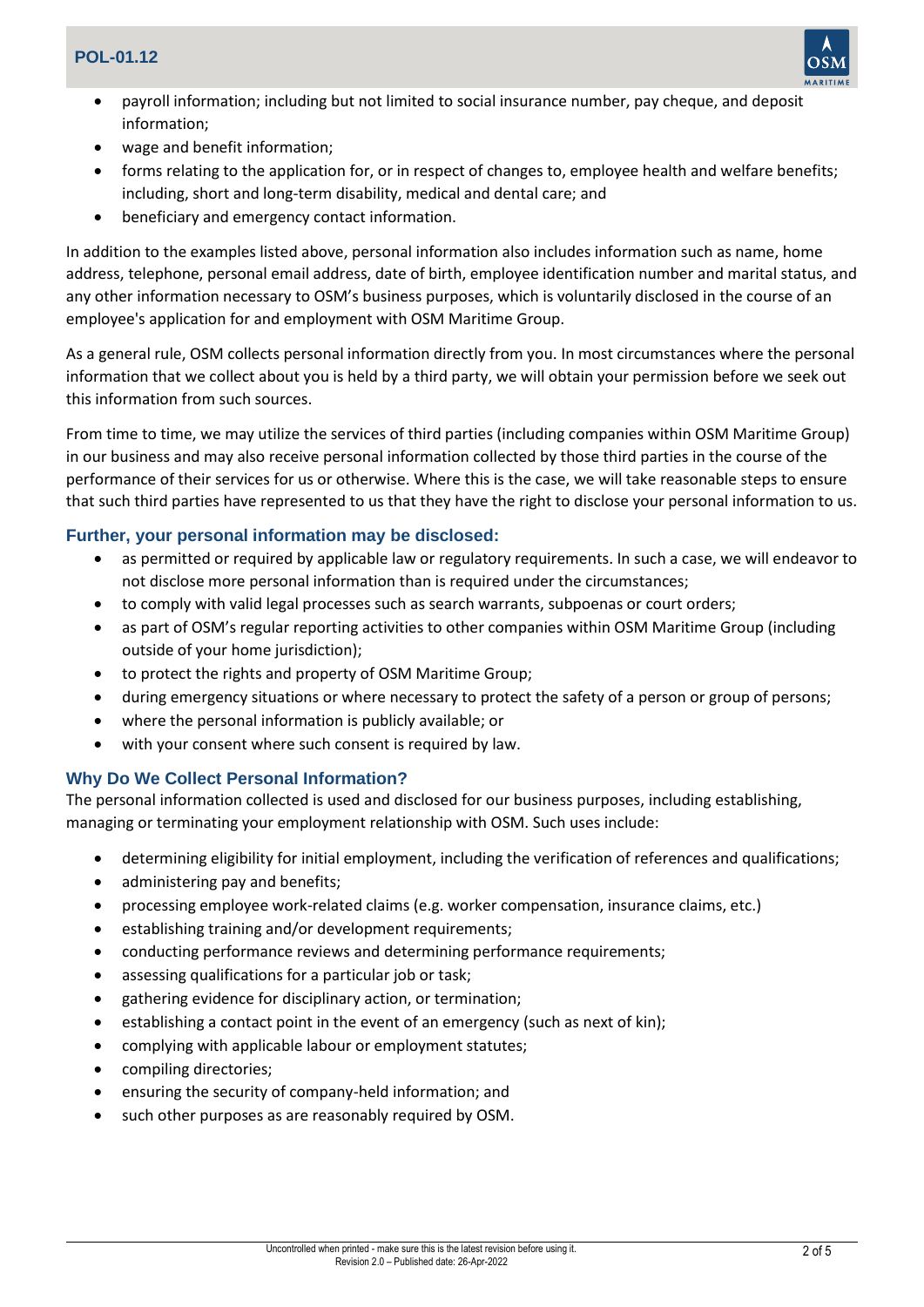- payroll information; including but not limited to social insurance number, pay cheque, and deposit information;
- wage and benefit information;
- forms relating to the application for, or in respect of changes to, employee health and welfare benefits; including, short and long-term disability, medical and dental care; and
- beneficiary and emergency contact information.

In addition to the examples listed above, personal information also includes information such as name, home address, telephone, personal email address, date of birth, employee identification number and marital status, and any other information necessary to OSM's business purposes, which is voluntarily disclosed in the course of an employee's application for and employment with OSM Maritime Group.

As a general rule, OSM collects personal information directly from you. In most circumstances where the personal information that we collect about you is held by a third party, we will obtain your permission before we seek out this information from such sources.

From time to time, we may utilize the services of third parties (including companies within OSM Maritime Group) in our business and may also receive personal information collected by those third parties in the course of the performance of their services for us or otherwise. Where this is the case, we will take reasonable steps to ensure that such third parties have represented to us that they have the right to disclose your personal information to us.

### Further, your personal information may be disclosed:

- as permitted or required by applicable law or regulatory requirements. In such a case, we will endeavor to not disclose more personal information than is required under the circumstances;
- to comply with valid legal processes such as search warrants, subpoenas or court orders;
- as part of OSM's regular reporting activities to other companies within OSM Maritime Group (including outside of your home jurisdiction);
- to protect the rights and property of OSM Maritime Group;
- during emergency situations or where necessary to protect the safety of a person or group of persons;
- where the personal information is publicly available; or
- with your consent where such consent is required by law.

### Why Do We Collect Personal Information?

The personal information collected is used and disclosed for our business purposes, including establishing, managing or terminating your employment relationship with OSM. Such uses include:

- determining eligibility for initial employment, including the verification of references and qualifications;
- administering pay and benefits;
- processing employee work-related claims (e.g. worker compensation, insurance claims, etc.)
- establishing training and/or development requirements;
- conducting performance reviews and determining performance requirements;
- assessing qualifications for a particular job or task;
- gathering evidence for disciplinary action, or termination;
- establishing a contact point in the event of an emergency (such as next of kin);
- complying with applicable labour or employment statutes;
- compiling directories;
- ensuring the security of company-held information; and
- such other purposes as are reasonably required by OSM.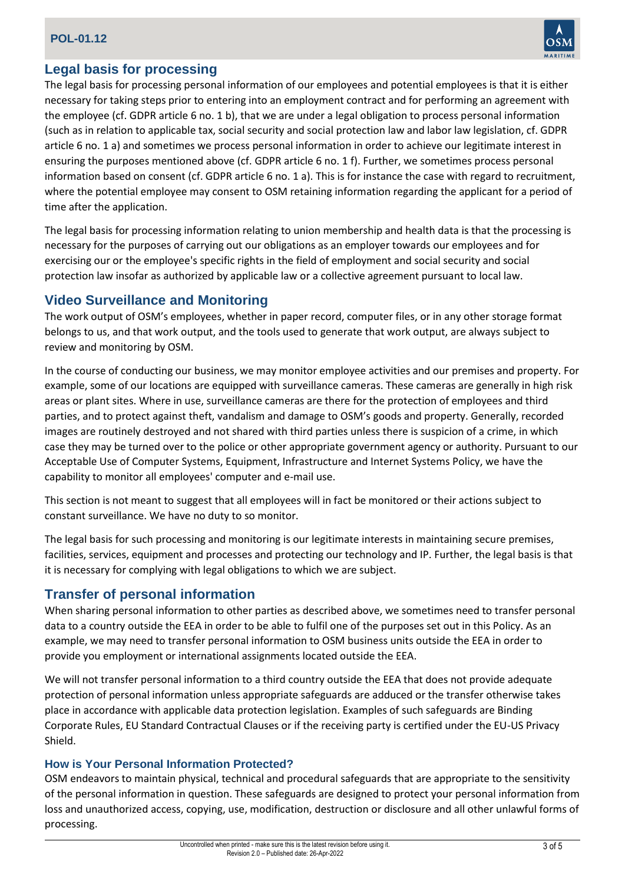## Legal basis for processing

The legal basis for processing personal information of our employees and potential employees is that it is either necessary for taking steps prior to entering into an employment contract and for performing an agreement with the employee (cf. GDPR article 6 no. 1 b), that we are under a legal obligation to process personal information (such as in relation to applicable tax, social security and social protection law and labor law legislation, cf. GDPR article 6 no. 1 a) and sometimes we process personal information in order to achieve our legitimate interest in ensuring the purposes mentioned above (cf. GDPR article 6 no. 1 f). Further, we sometimes process personal information based on consent (cf. GDPR article 6 no. 1 a). This is for instance the case with regard to recruitment, where the potential employee may consent to OSM retaining information regarding the applicant for a period of time after the application.

The legal basis for processing information relating to union membership and health data is that the processing is necessary for the purposes of carrying out our obligations as an employer towards our employees and for exercising our or the employee's specific rights in the field of employment and social security and social protection law insofar as authorized by applicable law or a collective agreement pursuant to local law.

## Video Surveillance and Monitoring

The work output of OSM's employees, whether in paper record, computer files, or in any other storage format belongs to us, and that work output, and the tools used to generate that work output, are always subject to review and monitoring by OSM.

In the course of conducting our business, we may monitor employee activities and our premises and property. For example, some of our locations are equipped with surveillance cameras. These cameras are generally in high risk areas or plant sites. Where in use, surveillance cameras are there for the protection of employees and third parties, and to protect against theft, vandalism and damage to OSM's goods and property. Generally, recorded images are routinely destroyed and not shared with third parties unless there is suspicion of a crime, in which case they may be turned over to the police or other appropriate government agency or authority. Pursuant to our Acceptable Use of Computer Systems, Equipment, Infrastructure and Internet Systems Policy, we have the capability to monitor all employees' computer and e-mail use.

This section is not meant to suggest that all employees will in fact be monitored or their actions subject to constant surveillance. We have no duty to so monitor.

The legal basis for such processing and monitoring is our legitimate interests in maintaining secure premises, facilities, services, equipment and processes and protecting our technology and IP. Further, the legal basis is that it is necessary for complying with legal obligations to which we are subject.

## Transfer of personal information

When sharing personal information to other parties as described above, we sometimes need to transfer personal data to a country outside the EEA in order to be able to fulfil one of the purposes set out in this Policy. As an example, we may need to transfer personal information to OSM business units outside the EEA in order to provide you employment or international assignments located outside the EEA.

We will not transfer personal information to a third country outside the EEA that does not provide adequate protection of personal information unless appropriate safeguards are adduced or the transfer otherwise takes place in accordance with applicable data protection legislation. Examples of such safeguards are Binding Corporate Rules, EU Standard Contractual Clauses or if the receiving party is certified under the EU-US Privacy Shield.

### How is Your Personal Information Protected?

OSM endeavors to maintain physical, technical and procedural safeguards that are appropriate to the sensitivity of the personal information in question. These safeguards are designed to protect your personal information from loss and unauthorized access, copying, use, modification, destruction or disclosure and all other unlawful forms of processing.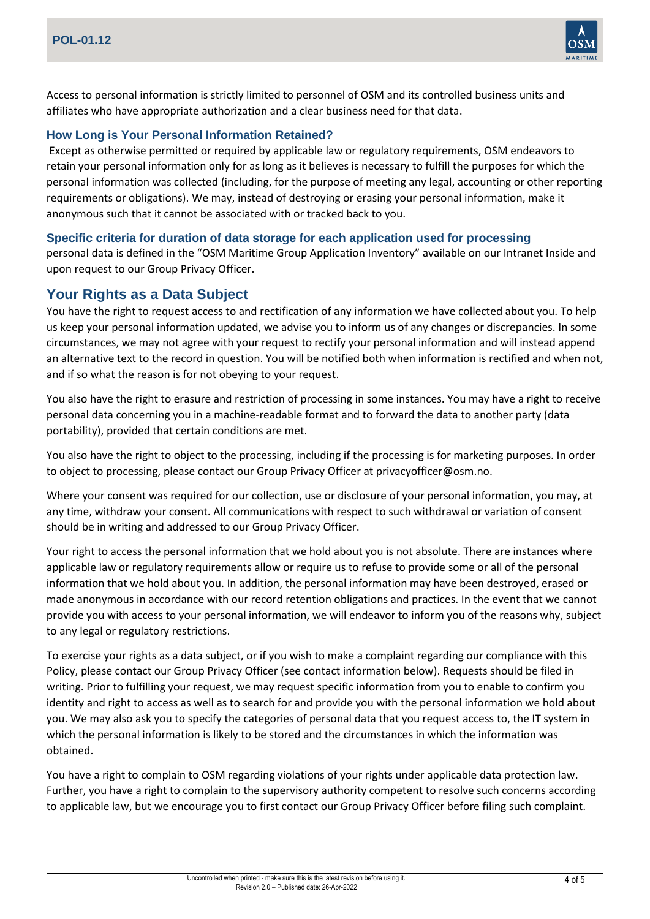Access to personal information is strictly limited to personnel of OSM and its controlled business units and affiliates who have appropriate authorization and a clear business need for that data.

### How Long is Your Personal Information Retained?

Except as otherwise permitted or required by applicable law or regulatory requirements, OSM endeavors to retain your personal information only for as long as it believes is necessary to fulfill the purposes for which the personal information was collected (including, for the purpose of meeting any legal, accounting or other reporting requirements or obligations). We may, instead of destroying or erasing your personal information, make it anonymous such that it cannot be associated with or tracked back to you.

### Specific criteria for duration of data storage for each application used for processing

personal data is defined in the "OSM Maritime Group Application Inventory" available on our Intranet Inside and upon request to our Group Privacy Officer.

## Your Rights as a Data Subject

You have the right to request access to and rectification of any information we have collected about you. To help us keep your personal information updated, we advise you to inform us of any changes or discrepancies. In some circumstances, we may not agree with your request to rectify your personal information and will instead append an alternative text to the record in question. You will be notified both when information is rectified and when not, and if so what the reason is for not obeying to your request.

You also have the right to erasure and restriction of processing in some instances. You may have a right to receive personal data concerning you in a machine-readable format and to forward the data to another party (data portability), provided that certain conditions are met.

You also have the right to object to the processing, including if the processing is for marketing purposes. In order to object to processing, please contact our Group Privacy Officer at privacyofficer@osm.no.

Where your consent was required for our collection, use or disclosure of your personal information, you may, at any time, withdraw your consent. All communications with respect to such withdrawal or variation of consent should be in writing and addressed to our Group Privacy Officer.

Your right to access the personal information that we hold about you is not absolute. There are instances where applicable law or regulatory requirements allow or require us to refuse to provide some or all of the personal information that we hold about you. In addition, the personal information may have been destroyed, erased or made anonymous in accordance with our record retention obligations and practices. In the event that we cannot provide you with access to your personal information, we will endeavor to inform you of the reasons why, subject to any legal or regulatory restrictions.

To exercise your rights as a data subject, or if you wish to make a complaint regarding our compliance with this Policy, please contact our Group Privacy Officer (see contact information below). Requests should be filed in writing. Prior to fulfilling your request, we may request specific information from you to enable to confirm you identity and right to access as well as to search for and provide you with the personal information we hold about you. We may also ask you to specify the categories of personal data that you request access to, the IT system in which the personal information is likely to be stored and the circumstances in which the information was obtained.

You have a right to complain to OSM regarding violations of your rights under applicable data protection law. Further, you have a right to complain to the supervisory authority competent to resolve such concerns according to applicable law, but we encourage you to first contact our Group Privacy Officer before filing such complaint.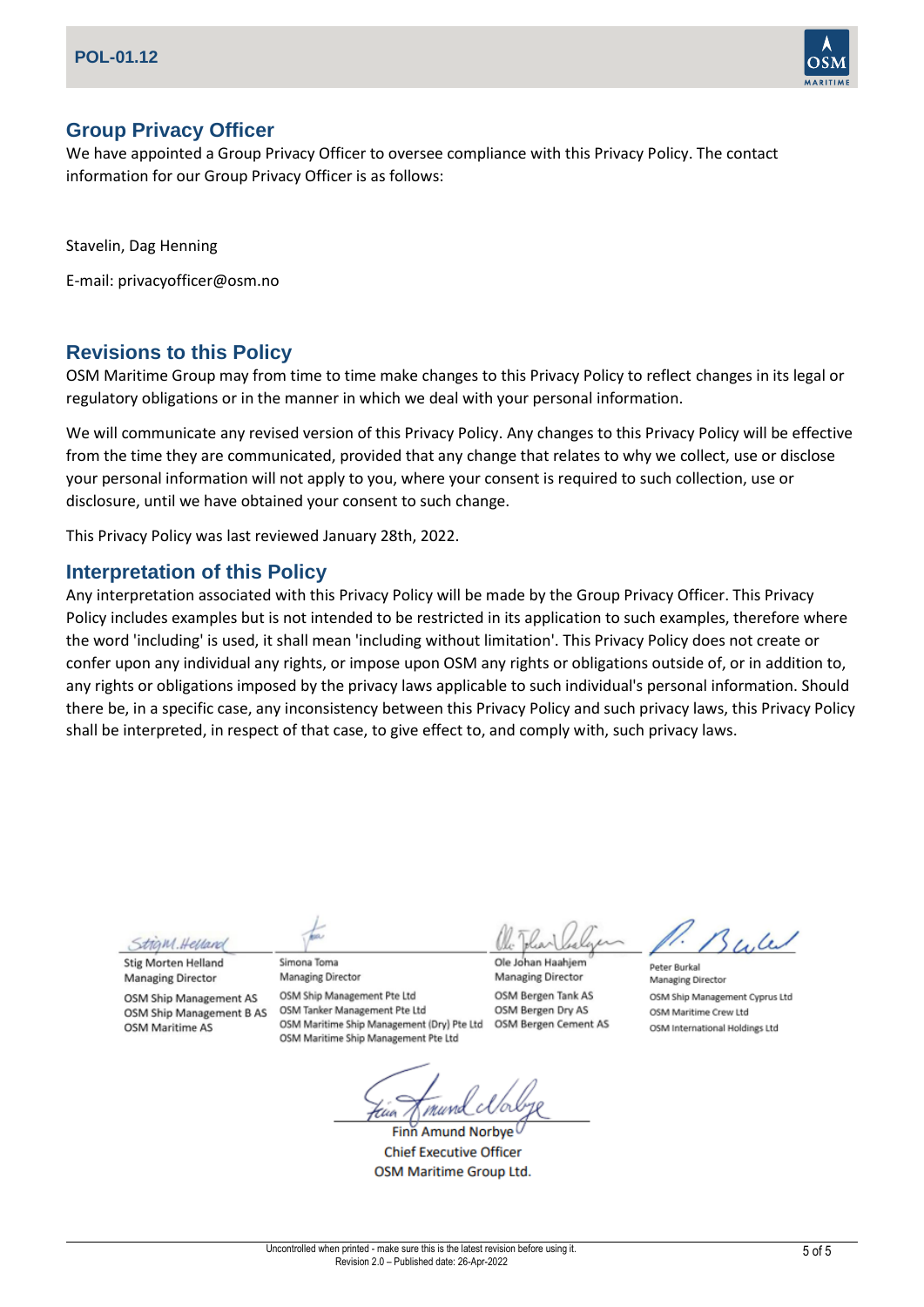## Group Privacy Officer

We have appointed a Group Privacy Officer to oversee compliance with this Privacy Policy. The contact information for our Group Privacy Officer is as follows:

Stavelin, Dag Henning

E-mail: privacyofficer@osm.no

## Revisions to this Policy

OSM Maritime Group may from time to time make changes to this Privacy Policy to reflect changes in its legal or regulatory obligations or in the manner in which we deal with your personal information.

We will communicate any revised version of this Privacy Policy. Any changes to this Privacy Policy will be effective from the time they are communicated, provided that any change that relates to why we collect, use or disclose your personal information will not apply to you, where your consent is required to such collection, use or disclosure, until we have obtained your consent to such change.

This Privacy Policy was last reviewed January 28th, 2022.

## Interpretation of this Policy

Any interpretation associated with this Privacy Policy will be made by the Group Privacy Officer. This Privacy Policy includes examples but is not intended to be restricted in its application to such examples, therefore where the word 'including' is used, it shall mean 'including without limitation'. This Privacy Policy does not create or confer upon any individual any rights, or impose upon OSM any rights or obligations outside of, or in addition to, any rights or obligations imposed by the privacy laws applicable to such individual's personal information. Should there be, in a specific case, any inconsistency between this Privacy Policy and such privacy laws, this Privacy Policy shall be interpreted, in respect of that case, to give effect to, and comply with, such privacy laws.

Stig Morten Helland
Managing Director
OSM Ship Management AS
OSM Ship Management B AS
OSM Maritime AS

Simona Toma
Managing Director
OSM Ship Management Pte Ltd
OSM Tanker Management Pte Ltd
OSM Maritime Ship Management (Dry) Pte Ltd
OSM Maritime Ship Management Pte Ltd

Ole Johan Haahjem
Managing Director
OSM Bergen Tank AS
OSM Bergen Dry AS
OSM Bergen Cement AS

Peter Burkal
Managing Director
OSM Ship Management Cyprus Ltd
OSM Maritime Crew Ltd
OSM International Holdings Ltd

Finn Amund Norbye
Chief Executive Officer
OSM Maritime Group Ltd.

Uncontrolled when printed - make sure this is the latest revision before using it.
Revision 2.0 – Published date: 26-Apr-2022